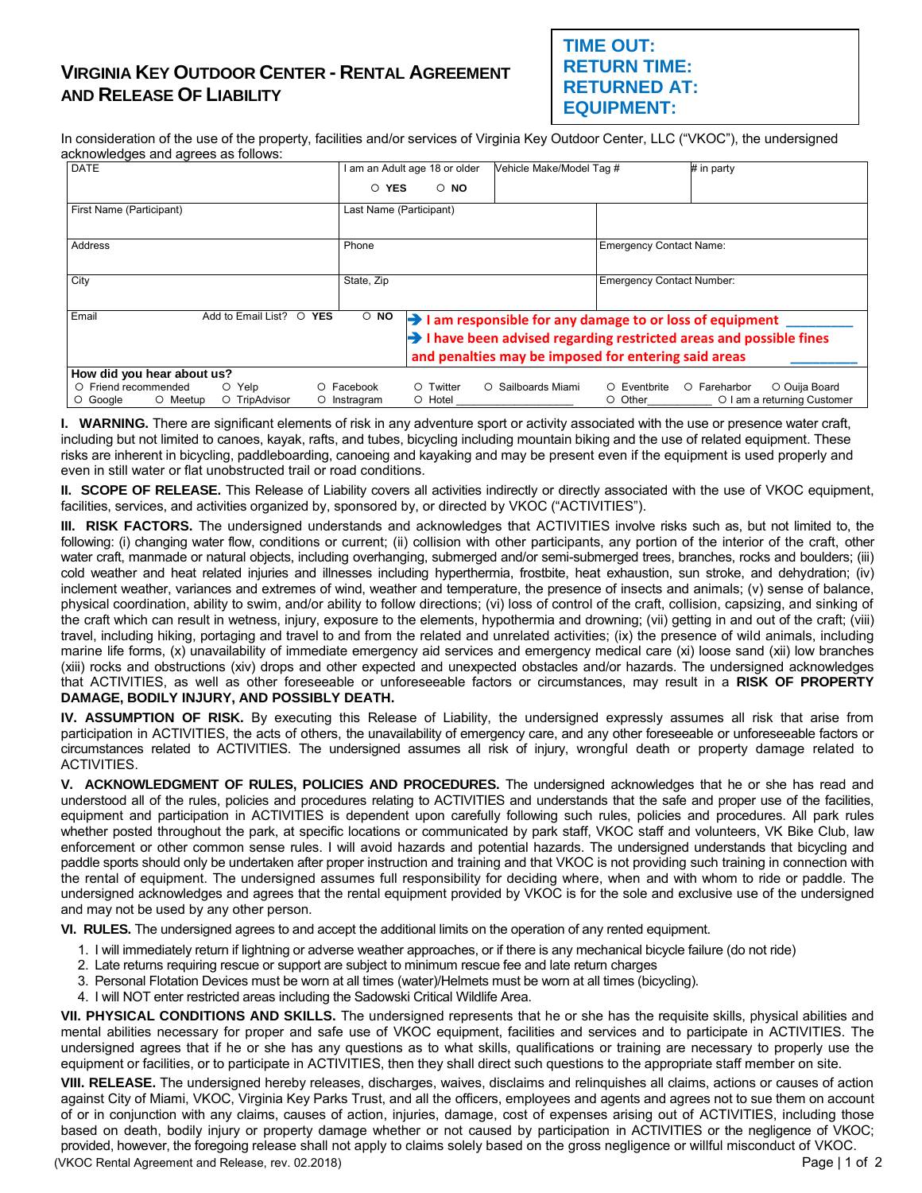# Virginia Key Outdoor Center - Rental Agreement and Release Of Liability

**TIME OUT:**
**RETURN TIME:**
**RETURNED AT:**
**EQUIPMENT:**

In consideration of the use of the property, facilities and/or services of Virginia Key Outdoor Center, LLC ("VKOC"), the undersigned acknowledges and agrees as follows:

| DATE | I am an Adult age 18 or older ○ YES ○ NO | Vehicle Make/Model Tag # | # in party |
|---|---|---|---|
| First Name (Participant) | Last Name (Participant) | | |
| Address | Phone | Emergency Contact Name: | |
| City | State, Zip | Emergency Contact Number: | |
| Email Add to Email List? ○ YES ○ NO | ➔ I am responsible for any damage to or loss of equipment ________ ➔ I have been advised regarding restricted areas and possible fines and penalties may be imposed for entering said areas ________ | | |

**How did you hear about us?**
○ Friend recommended ○ Yelp ○ Facebook ○ Twitter ○ Sailboards Miami ○ Eventbrite ○ Fareharbor ○ Ouija Board
○ Google ○ Meetup ○ TripAdvisor ○ Instragram ○ Hotel ____________________ ○ Other__________ ○ I am a returning Customer

**I. WARNING.** There are significant elements of risk in any adventure sport or activity associated with the use or presence water craft, including but not limited to canoes, kayak, rafts, and tubes, bicycling including mountain biking and the use of related equipment. These risks are inherent in bicycling, paddleboarding, canoeing and kayaking and may be present even if the equipment is used properly and even in still water or flat unobstructed trail or road conditions.

**II. SCOPE OF RELEASE.** This Release of Liability covers all activities indirectly or directly associated with the use of VKOC equipment, facilities, services, and activities organized by, sponsored by, or directed by VKOC ("ACTIVITIES").

**III. RISK FACTORS.** The undersigned understands and acknowledges that ACTIVITIES involve risks such as, but not limited to, the following: (i) changing water flow, conditions or current; (ii) collision with other participants, any portion of the interior of the craft, other water craft, manmade or natural objects, including overhanging, submerged and/or semi-submerged trees, branches, rocks and boulders; (iii) cold weather and heat related injuries and illnesses including hyperthermia, frostbite, heat exhaustion, sun stroke, and dehydration; (iv) inclement weather, variances and extremes of wind, weather and temperature, the presence of insects and animals; (v) sense of balance, physical coordination, ability to swim, and/or ability to follow directions; (vi) loss of control of the craft, collision, capsizing, and sinking of the craft which can result in wetness, injury, exposure to the elements, hypothermia and drowning; (vii) getting in and out of the craft; (viii) travel, including hiking, portaging and travel to and from the related and unrelated activities; (ix) the presence of wild animals, including marine life forms, (x) unavailability of immediate emergency aid services and emergency medical care (xi) loose sand (xii) low branches (xiii) rocks and obstructions (xiv) drops and other expected and unexpected obstacles and/or hazards. The undersigned acknowledges that ACTIVITIES, as well as other foreseeable or unforeseeable factors or circumstances, may result in a **RISK OF PROPERTY DAMAGE, BODILY INJURY, AND POSSIBLY DEATH.**

**IV. ASSUMPTION OF RISK.** By executing this Release of Liability, the undersigned expressly assumes all risk that arise from participation in ACTIVITIES, the acts of others, the unavailability of emergency care, and any other foreseeable or unforeseeable factors or circumstances related to ACTIVITIES. The undersigned assumes all risk of injury, wrongful death or property damage related to ACTIVITIES.

**V. ACKNOWLEDGMENT OF RULES, POLICIES AND PROCEDURES.** The undersigned acknowledges that he or she has read and understood all of the rules, policies and procedures relating to ACTIVITIES and understands that the safe and proper use of the facilities, equipment and participation in ACTIVITIES is dependent upon carefully following such rules, policies and procedures. All park rules whether posted throughout the park, at specific locations or communicated by park staff, VKOC staff and volunteers, VK Bike Club, law enforcement or other common sense rules. I will avoid hazards and potential hazards. The undersigned understands that bicycling and paddle sports should only be undertaken after proper instruction and training and that VKOC is not providing such training in connection with the rental of equipment. The undersigned assumes full responsibility for deciding where, when and with whom to ride or paddle. The undersigned acknowledges and agrees that the rental equipment provided by VKOC is for the sole and exclusive use of the undersigned and may not be used by any other person.

**VI. RULES.** The undersigned agrees to and accept the additional limits on the operation of any rented equipment.

1. I will immediately return if lightning or adverse weather approaches, or if there is any mechanical bicycle failure (do not ride)
2. Late returns requiring rescue or support are subject to minimum rescue fee and late return charges
3. Personal Flotation Devices must be worn at all times (water)/Helmets must be worn at all times (bicycling).
4. I will NOT enter restricted areas including the Sadowski Critical Wildlife Area.

**VII. PHYSICAL CONDITIONS AND SKILLS.** The undersigned represents that he or she has the requisite skills, physical abilities and mental abilities necessary for proper and safe use of VKOC equipment, facilities and services and to participate in ACTIVITIES. The undersigned agrees that if he or she has any questions as to what skills, qualifications or training are necessary to properly use the equipment or facilities, or to participate in ACTIVITIES, then they shall direct such questions to the appropriate staff member on site.

**VIII. RELEASE.** The undersigned hereby releases, discharges, waives, disclaims and relinquishes all claims, actions or causes of action against City of Miami, VKOC, Virginia Key Parks Trust, and all the officers, employees and agents and agrees not to sue them on account of or in conjunction with any claims, causes of action, injuries, damage, cost of expenses arising out of ACTIVITIES, including those based on death, bodily injury or property damage whether or not caused by participation in ACTIVITIES or the negligence of VKOC; provided, however, the foregoing release shall not apply to claims solely based on the gross negligence or willful misconduct of VKOC.

(VKOC Rental Agreement and Release, rev. 02.2018)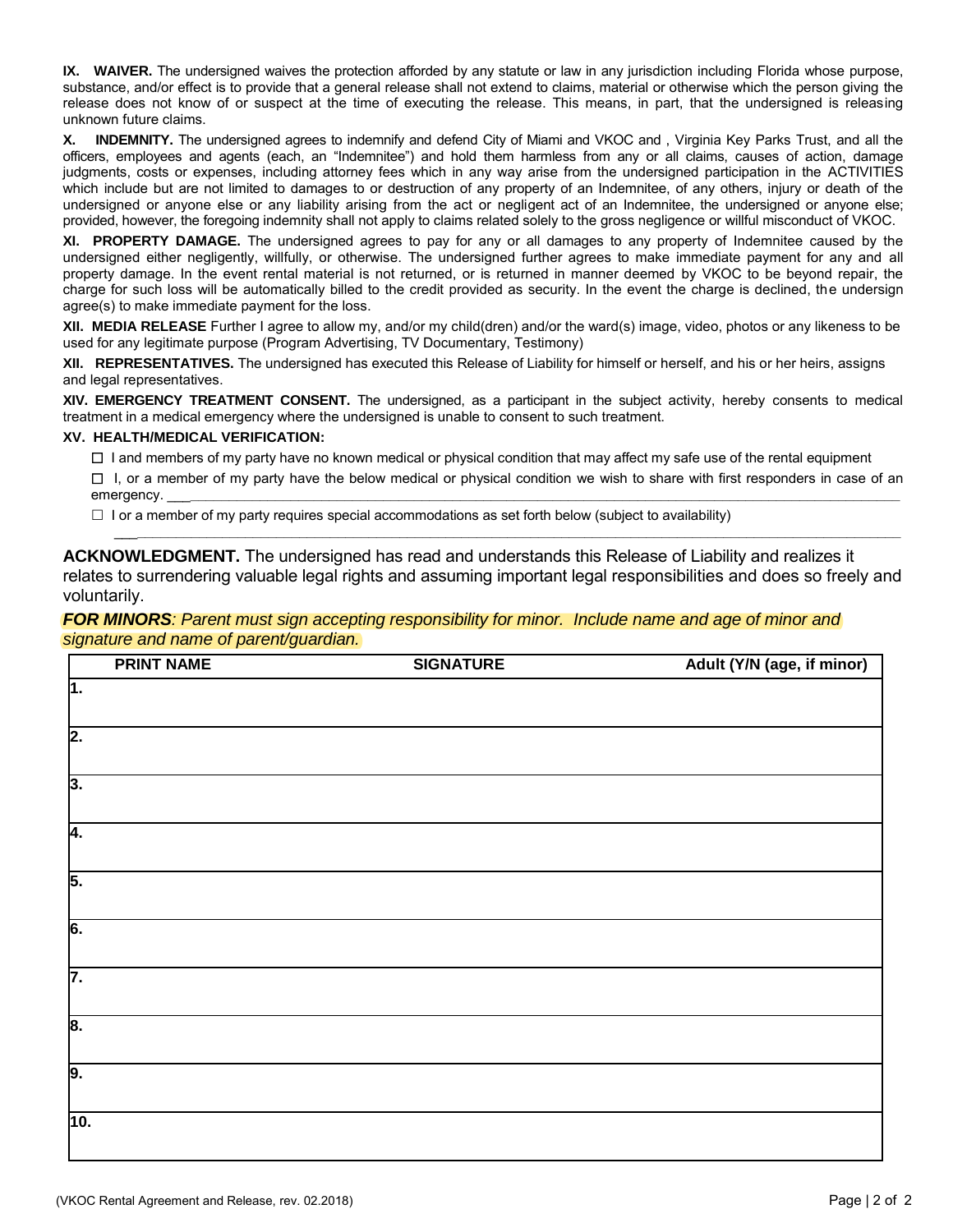**IX. WAIVER.** The undersigned waives the protection afforded by any statute or law in any jurisdiction including Florida whose purpose, substance, and/or effect is to provide that a general release shall not extend to claims, material or otherwise which the person giving the release does not know of or suspect at the time of executing the release. This means, in part, that the undersigned is releasing unknown future claims.

**X. INDEMNITY.** The undersigned agrees to indemnify and defend City of Miami and VKOC and , Virginia Key Parks Trust, and all the officers, employees and agents (each, an "Indemnitee") and hold them harmless from any or all claims, causes of action, damage judgments, costs or expenses, including attorney fees which in any way arise from the undersigned participation in the ACTIVITIES which include but are not limited to damages to or destruction of any property of an Indemnitee, of any others, injury or death of the undersigned or anyone else or any liability arising from the act or negligent act of an Indemnitee, the undersigned or anyone else; provided, however, the foregoing indemnity shall not apply to claims related solely to the gross negligence or willful misconduct of VKOC.

**XI. PROPERTY DAMAGE.** The undersigned agrees to pay for any or all damages to any property of Indemnitee caused by the undersigned either negligently, willfully, or otherwise. The undersigned further agrees to make immediate payment for any and all property damage. In the event rental material is not returned, or is returned in manner deemed by VKOC to be beyond repair, the charge for such loss will be automatically billed to the credit provided as security. In the event the charge is declined, the undersign agree(s) to make immediate payment for the loss.

**XII. MEDIA RELEASE** Further I agree to allow my, and/or my child(dren) and/or the ward(s) image, video, photos or any likeness to be used for any legitimate purpose (Program Advertising, TV Documentary, Testimony)

**XII. REPRESENTATIVES.** The undersigned has executed this Release of Liability for himself or herself, and his or her heirs, assigns and legal representatives.

**XIV. EMERGENCY TREATMENT CONSENT.** The undersigned, as a participant in the subject activity, hereby consents to medical treatment in a medical emergency where the undersigned is unable to consent to such treatment.

**XV. HEALTH/MEDICAL VERIFICATION:**

☐ I and members of my party have no known medical or physical condition that may affect my safe use of the rental equipment

☐ I, or a member of my party have the below medical or physical condition we wish to share with first responders in case of an emergency. ______________________________________________________________________________

☐ I or a member of my party requires special accommodations as set forth below (subject to availability)

______________________________________________________________________________

**ACKNOWLEDGMENT.** The undersigned has read and understands this Release of Liability and realizes it relates to surrendering valuable legal rights and assuming important legal responsibilities and does so freely and voluntarily.

***FOR MINORS**: Parent must sign accepting responsibility for minor. Include name and age of minor and signature and name of parent/guardian.*

| PRINT NAME | SIGNATURE | Adult (Y/N (age, if minor) |
|---|---|---|
| 1. | | |
| 2. | | |
| 3. | | |
| 4. | | |
| 5. | | |
| 6. | | |
| 7. | | |
| 8. | | |
| 9. | | |
| 10. | | |

(VKOC Rental Agreement and Release, rev. 02.2018)